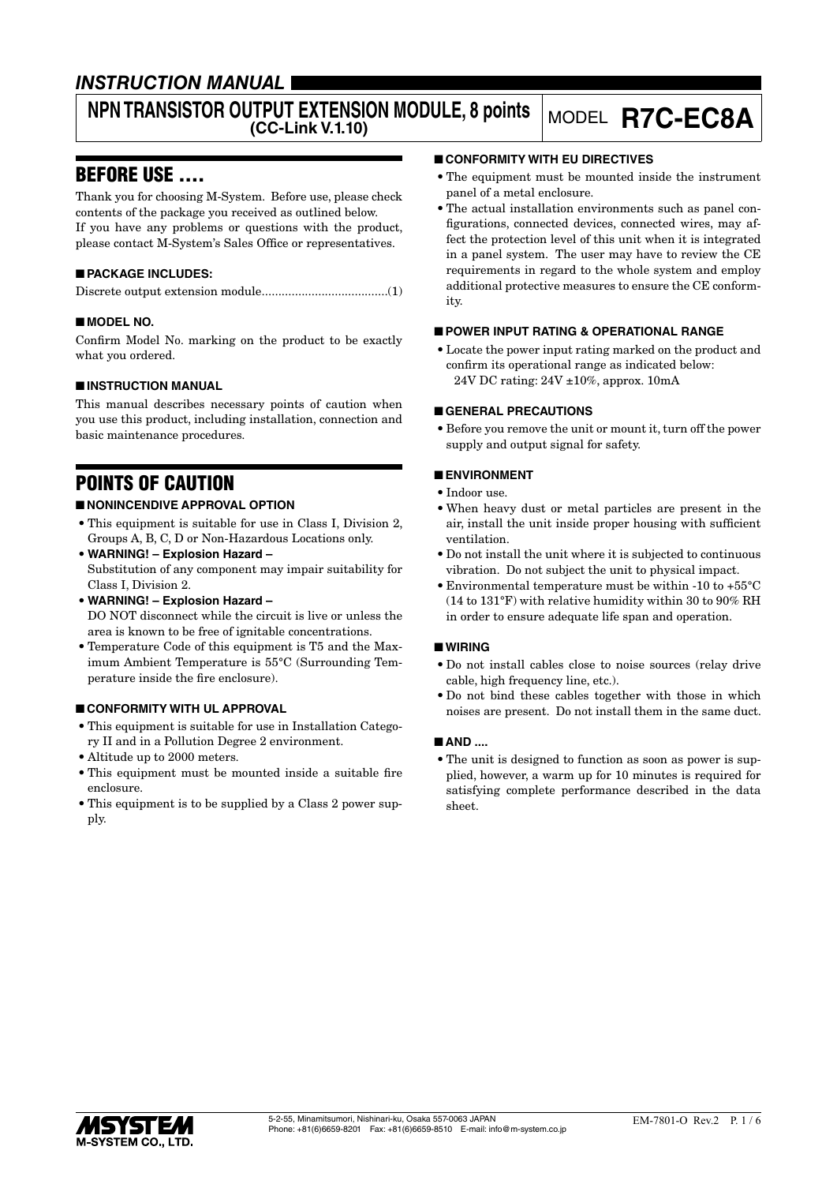## *INSTRUCTION MANUAL*

# NPN TRANSISTOR OUTPUT EXTENSION MODULE, 8 points (CC-Link V.1.10)

MODEL **R7C-EC8A**

## BEFORE USE ....

Thank you for choosing M-System. Before use, please check contents of the package you received as outlined below.
If you have any problems or questions with the product, please contact M-System's Sales Office or representatives.

### ■ PACKAGE INCLUDES:

Discrete output extension module......................................(1)

### ■ MODEL NO.

Confirm Model No. marking on the product to be exactly what you ordered.

### ■ INSTRUCTION MANUAL

This manual describes necessary points of caution when you use this product, including installation, connection and basic maintenance procedures.

## POINTS OF CAUTION

### ■ NONINCENDIVE APPROVAL OPTION

- This equipment is suitable for use in Class I, Division 2, Groups A, B, C, D or Non-Hazardous Locations only.
- **WARNING! – Explosion Hazard –**
  Substitution of any component may impair suitability for Class I, Division 2.
- **WARNING! – Explosion Hazard –**
  DO NOT disconnect while the circuit is live or unless the area is known to be free of ignitable concentrations.
- Temperature Code of this equipment is T5 and the Maximum Ambient Temperature is 55°C (Surrounding Temperature inside the fire enclosure).

### ■ CONFORMITY WITH UL APPROVAL

- This equipment is suitable for use in Installation Category II and in a Pollution Degree 2 environment.
- Altitude up to 2000 meters.
- This equipment must be mounted inside a suitable fire enclosure.
- This equipment is to be supplied by a Class 2 power supply.

### ■ CONFORMITY WITH EU DIRECTIVES

- The equipment must be mounted inside the instrument panel of a metal enclosure.
- The actual installation environments such as panel configurations, connected devices, connected wires, may affect the protection level of this unit when it is integrated in a panel system. The user may have to review the CE requirements in regard to the whole system and employ additional protective measures to ensure the CE conformity.

### ■ POWER INPUT RATING & OPERATIONAL RANGE

- Locate the power input rating marked on the product and confirm its operational range as indicated below:
  24V DC rating: 24V ±10%, approx. 10mA

### ■ GENERAL PRECAUTIONS

- Before you remove the unit or mount it, turn off the power supply and output signal for safety.

### ■ ENVIRONMENT

- Indoor use.
- When heavy dust or metal particles are present in the air, install the unit inside proper housing with sufficient ventilation.
- Do not install the unit where it is subjected to continuous vibration. Do not subject the unit to physical impact.
- Environmental temperature must be within -10 to +55°C (14 to 131°F) with relative humidity within 30 to 90% RH in order to ensure adequate life span and operation.

### ■ WIRING

- Do not install cables close to noise sources (relay drive cable, high frequency line, etc.).
- Do not bind these cables together with those in which noises are present. Do not install them in the same duct.

### ■ AND ....

- The unit is designed to function as soon as power is supplied, however, a warm up for 10 minutes is required for satisfying complete performance described in the data sheet.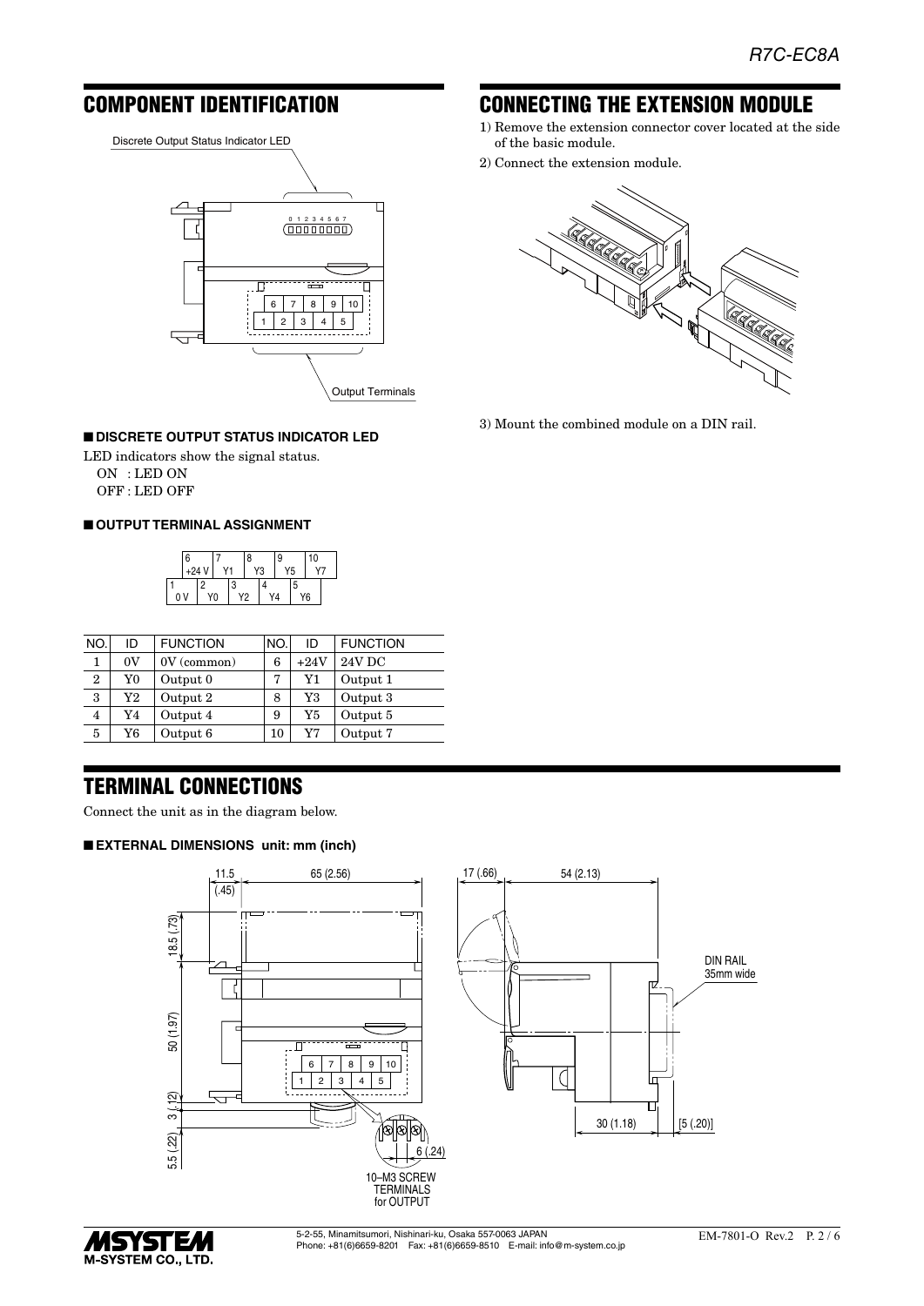## COMPONENT IDENTIFICATION

### ■ DISCRETE OUTPUT STATUS INDICATOR LED

LED indicators show the signal status.

ON : LED ON
OFF : LED OFF

### ■ OUTPUT TERMINAL ASSIGNMENT

| NO. | ID | FUNCTION | NO. | ID | FUNCTION |
|---|---|---|---|---|---|
| 1 | 0V | 0V (common) | 6 | +24V | 24V DC |
| 2 | Y0 | Output 0 | 7 | Y1 | Output 1 |
| 3 | Y2 | Output 2 | 8 | Y3 | Output 3 |
| 4 | Y4 | Output 4 | 9 | Y5 | Output 5 |
| 5 | Y6 | Output 6 | 10 | Y7 | Output 7 |

## CONNECTING THE EXTENSION MODULE

1) Remove the extension connector cover located at the side of the basic module.
2) Connect the extension module.
3) Mount the combined module on a DIN rail.

## TERMINAL CONNECTIONS

Connect the unit as in the diagram below.

### ■ EXTERNAL DIMENSIONS unit: mm (inch)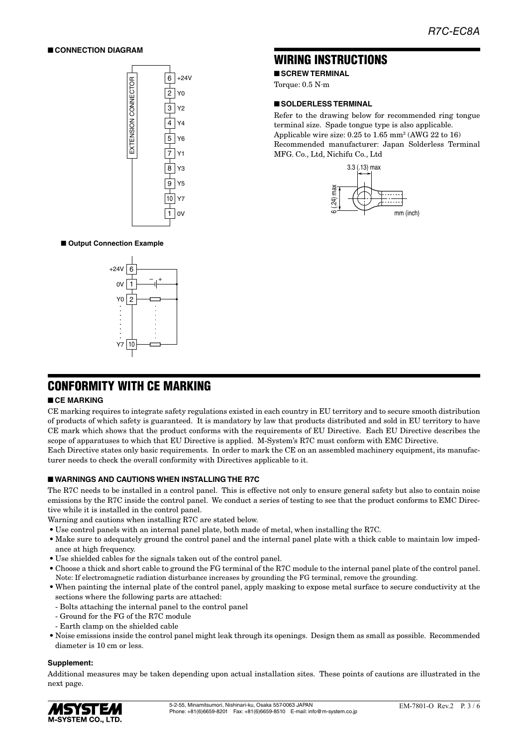## ■ CONNECTION DIAGRAM

EXTENSION CONNECTOR

| Terminal | Signal |
|---|---|
| 6 | +24V |
| 2 | Y0 |
| 3 | Y2 |
| 4 | Y4 |
| 5 | Y6 |
| 7 | Y1 |
| 8 | Y3 |
| 9 | Y5 |
| 10 | Y7 |
| 1 | 0V |

### ■ Output Connection Example

+24V 6, 0V 1, Y0 2, Y7 10

# WIRING INSTRUCTIONS

## ■ SCREW TERMINAL

Torque: 0.5 N·m

## ■ SOLDERLESS TERMINAL

Refer to the drawing below for recommended ring tongue terminal size. Spade tongue type is also applicable.
Applicable wire size: 0.25 to 1.65 mm$^2$ (AWG 22 to 16)
Recommended manufacturer: Japan Solderless Terminal MFG. Co., Ltd, Nichifu Co., Ltd

3.3 (.13) max
6 (.24) max
mm (inch)

# CONFORMITY WITH CE MARKING

## ■ CE MARKING

CE marking requires to integrate safety regulations existed in each country in EU territory and to secure smooth distribution of products of which safety is guaranteed. It is mandatory by law that products distributed and sold in EU territory to have CE mark which shows that the product conforms with the requirements of EU Directive. Each EU Directive describes the scope of apparatuses to which that EU Directive is applied. M-System's R7C must conform with EMC Directive.
Each Directive states only basic requirements. In order to mark the CE on an assembled machinery equipment, its manufacturer needs to check the overall conformity with Directives applicable to it.

## ■ WARNINGS AND CAUTIONS WHEN INSTALLING THE R7C

The R7C needs to be installed in a control panel. This is effective not only to ensure general safety but also to contain noise emissions by the R7C inside the control panel. We conduct a series of testing to see that the product conforms to EMC Directive while it is installed in the control panel.
Warning and cautions when installing R7C are stated below.

- Use control panels with an internal panel plate, both made of metal, when installing the R7C.
- Make sure to adequately ground the control panel and the internal panel plate with a thick cable to maintain low impedance at high frequency.
- Use shielded cables for the signals taken out of the control panel.
- Choose a thick and short cable to ground the FG terminal of the R7C module to the internal panel plate of the control panel.
  Note: If electromagnetic radiation disturbance increases by grounding the FG terminal, remove the grounding.
- When painting the internal plate of the control panel, apply masking to expose metal surface to secure conductivity at the sections where the following parts are attached:
  - Bolts attaching the internal panel to the control panel
  - Ground for the FG of the R7C module
  - Earth clamp on the shielded cable
- Noise emissions inside the control panel might leak through its openings. Design them as small as possible. Recommended diameter is 10 cm or less.

### Supplement:

Additional measures may be taken depending upon actual installation sites. These points of cautions are illustrated in the next page.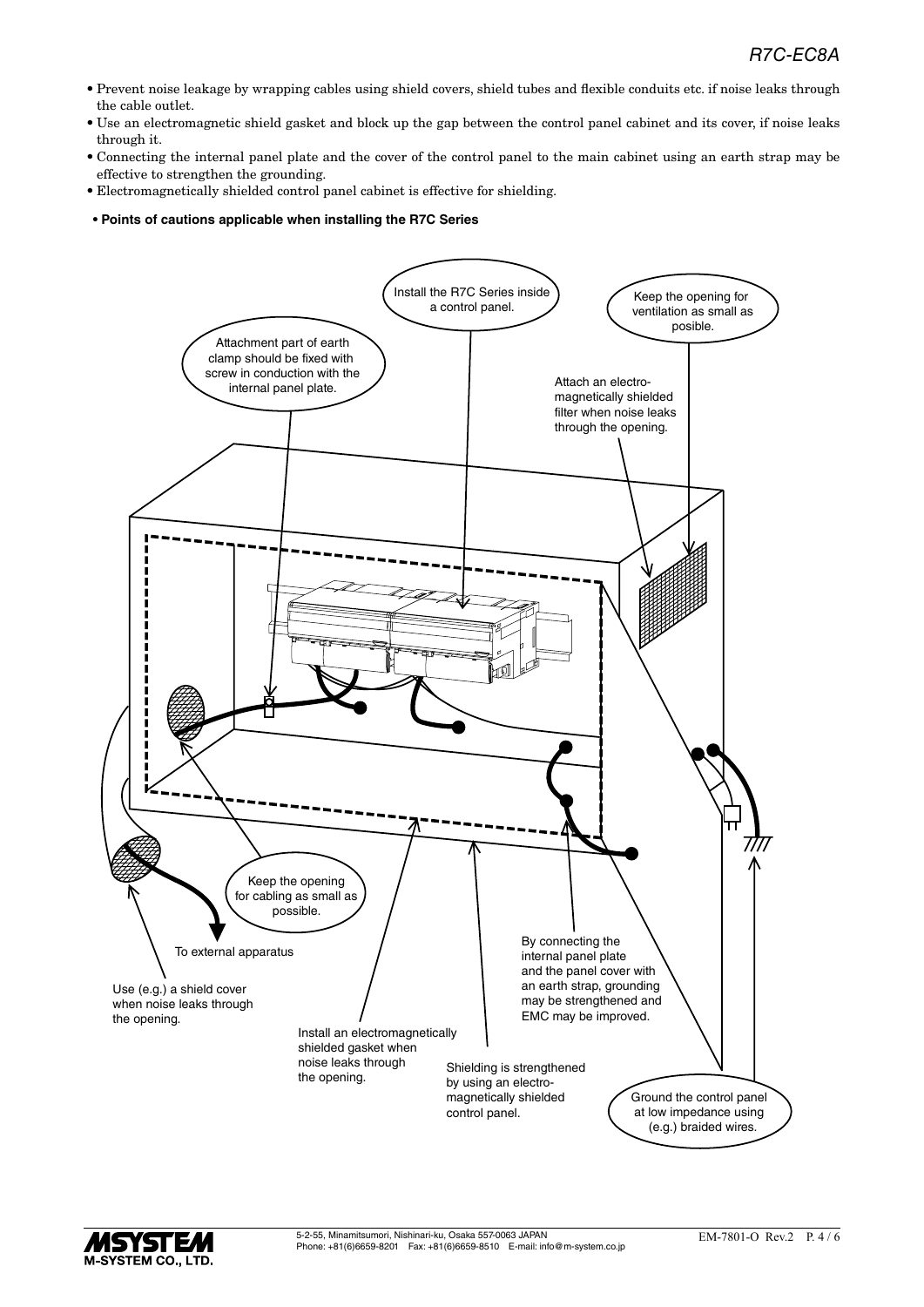- Prevent noise leakage by wrapping cables using shield covers, shield tubes and flexible conduits etc. if noise leaks through the cable outlet.
- Use an electromagnetic shield gasket and block up the gap between the control panel cabinet and its cover, if noise leaks through it.
- Connecting the internal panel plate and the cover of the control panel to the main cabinet using an earth strap may be effective to strengthen the grounding.
- Electromagnetically shielded control panel cabinet is effective for shielding.

**• Points of cautions applicable when installing the R7C Series**

Install the R7C Series inside a control panel.

Keep the opening for ventilation as small as posible.

Attachment part of earth clamp should be fixed with screw in conduction with the internal panel plate.

Attach an electro-magnetically shielded filter when noise leaks through the opening.

Keep the opening for cabling as small as possible.

To external apparatus

Use (e.g.) a shield cover when noise leaks through the opening.

Install an electromagnetically shielded gasket when noise leaks through the opening.

Shielding is strengthened by using an electro-magnetically shielded control panel.

By connecting the internal panel plate and the panel cover with an earth strap, grounding may be strengthened and EMC may be improved.

Ground the control panel at low impedance using (e.g.) braided wires.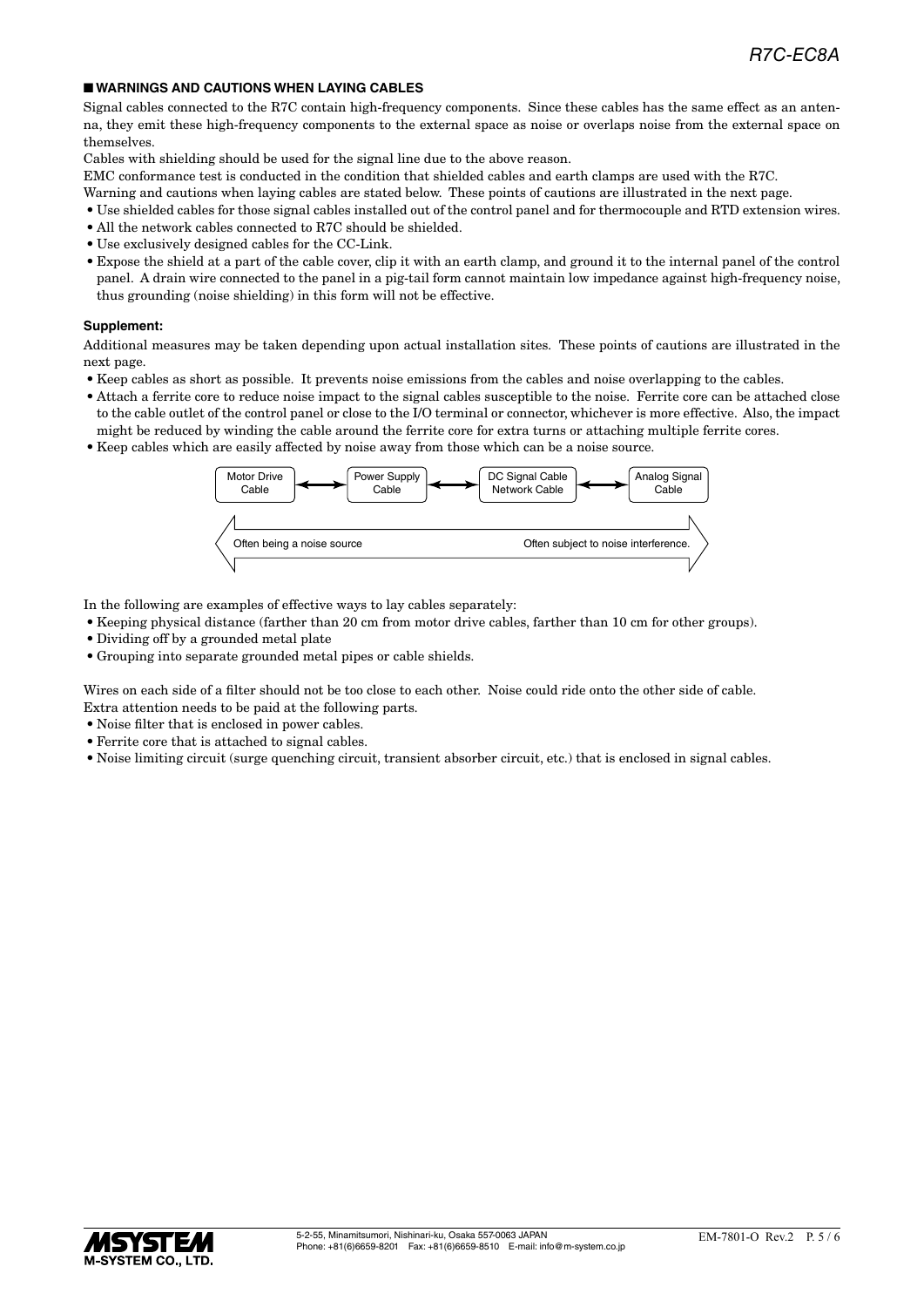## ■ WARNINGS AND CAUTIONS WHEN LAYING CABLES

Signal cables connected to the R7C contain high-frequency components. Since these cables has the same effect as an antenna, they emit these high-frequency components to the external space as noise or overlaps noise from the external space on themselves.

Cables with shielding should be used for the signal line due to the above reason.

EMC conformance test is conducted in the condition that shielded cables and earth clamps are used with the R7C.

Warning and cautions when laying cables are stated below. These points of cautions are illustrated in the next page.

- Use shielded cables for those signal cables installed out of the control panel and for thermocouple and RTD extension wires.
- All the network cables connected to R7C should be shielded.
- Use exclusively designed cables for the CC-Link.
- Expose the shield at a part of the cable cover, clip it with an earth clamp, and ground it to the internal panel of the control panel. A drain wire connected to the panel in a pig-tail form cannot maintain low impedance against high-frequency noise, thus grounding (noise shielding) in this form will not be effective.

### Supplement:

Additional measures may be taken depending upon actual installation sites. These points of cautions are illustrated in the next page.

- Keep cables as short as possible. It prevents noise emissions from the cables and noise overlapping to the cables.
- Attach a ferrite core to reduce noise impact to the signal cables susceptible to the noise. Ferrite core can be attached close to the cable outlet of the control panel or close to the I/O terminal or connector, whichever is more effective. Also, the impact might be reduced by winding the cable around the ferrite core for extra turns or attaching multiple ferrite cores.
- Keep cables which are easily affected by noise away from those which can be a noise source.

Motor Drive Cable ⟷ Power Supply Cable ⟷ DC Signal Cable / Network Cable ⟷ Analog Signal Cable

Often being a noise source ⟵⟶ Often subject to noise interference.

In the following are examples of effective ways to lay cables separately:

- Keeping physical distance (farther than 20 cm from motor drive cables, farther than 10 cm for other groups).
- Dividing off by a grounded metal plate
- Grouping into separate grounded metal pipes or cable shields.

Wires on each side of a filter should not be too close to each other. Noise could ride onto the other side of cable.

Extra attention needs to be paid at the following parts.

- Noise filter that is enclosed in power cables.
- Ferrite core that is attached to signal cables.
- Noise limiting circuit (surge quenching circuit, transient absorber circuit, etc.) that is enclosed in signal cables.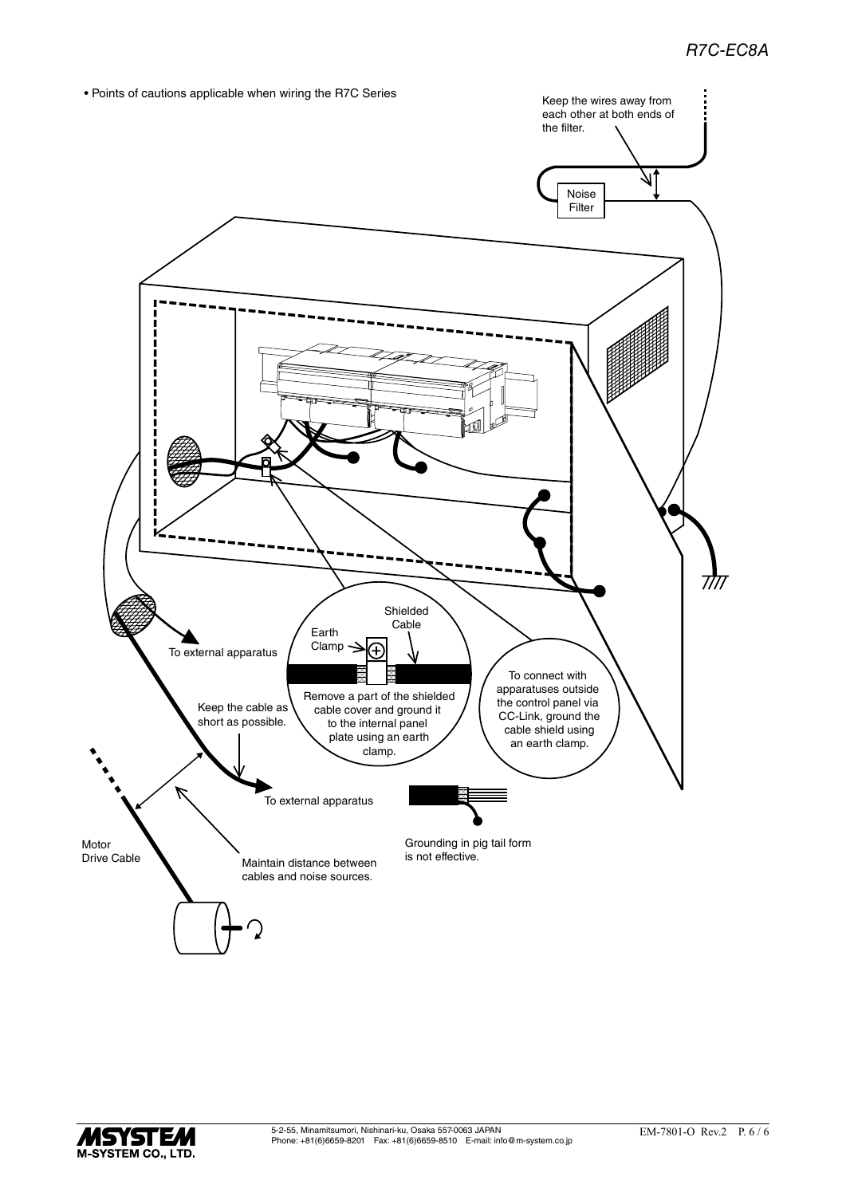• Points of cautions applicable when wiring the R7C Series

Keep the wires away from each other at both ends of the filter.

Noise Filter

Shielded Cable

Earth Clamp

Remove a part of the shielded cable cover and ground it to the internal panel plate using an earth clamp.

To connect with apparatuses outside the control panel via CC-Link, ground the cable shield using an earth clamp.

To external apparatus

Keep the cable as short as possible.

To external apparatus

Grounding in pig tail form is not effective.

Motor Drive Cable

Maintain distance between cables and noise sources.